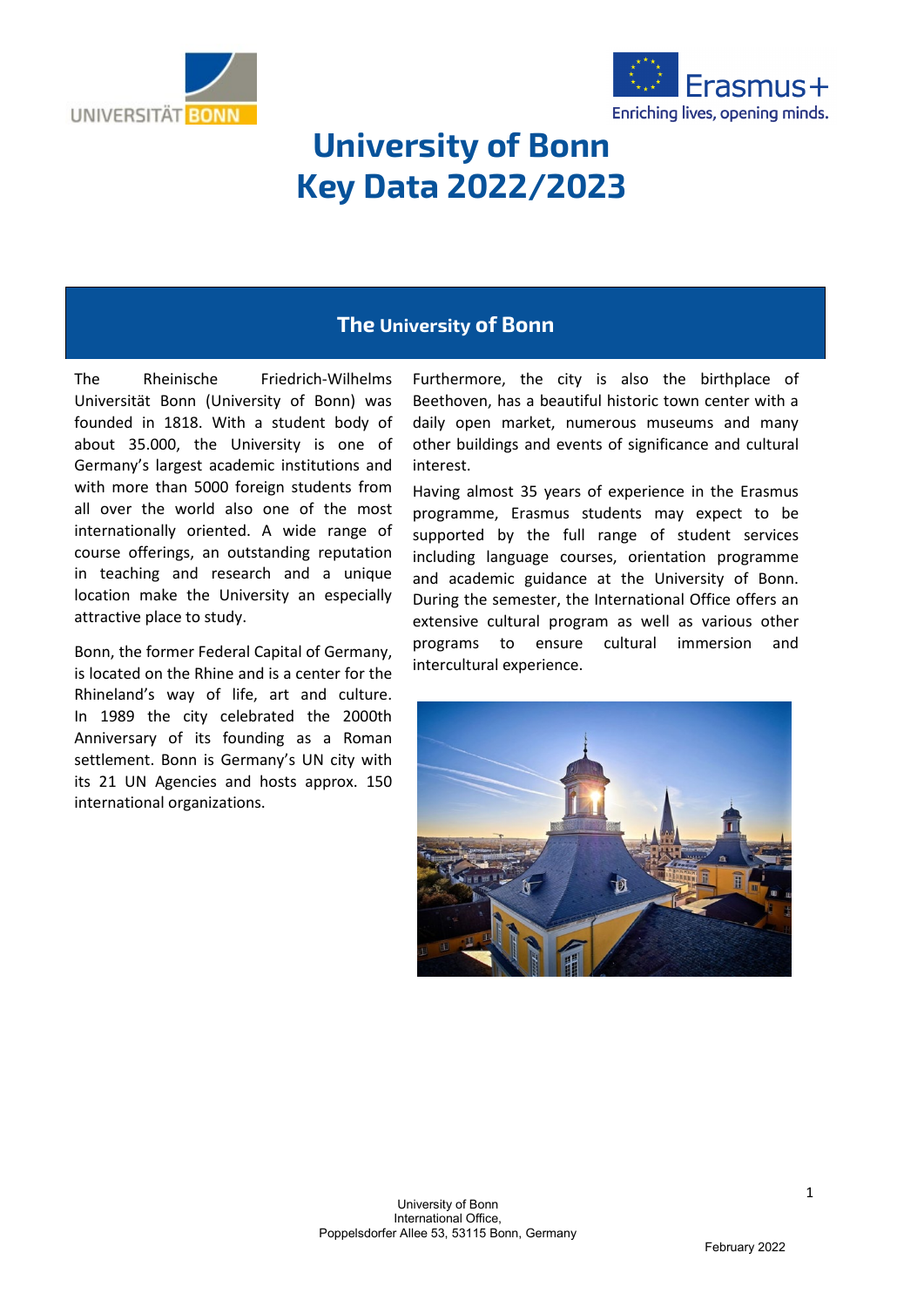# University of Bonn
# Key Data 2022/2023

## The University of Bonn

The Rheinische Friedrich-Wilhelms Universität Bonn (University of Bonn) was founded in 1818. With a student body of about 35.000, the University is one of Germany's largest academic institutions and with more than 5000 foreign students from all over the world also one of the most internationally oriented. A wide range of course offerings, an outstanding reputation in teaching and research and a unique location make the University an especially attractive place to study.

Bonn, the former Federal Capital of Germany, is located on the Rhine and is a center for the Rhineland's way of life, art and culture. In 1989 the city celebrated the 2000th Anniversary of its founding as a Roman settlement. Bonn is Germany's UN city with its 21 UN Agencies and hosts approx. 150 international organizations.

Furthermore, the city is also the birthplace of Beethoven, has a beautiful historic town center with a daily open market, numerous museums and many other buildings and events of significance and cultural interest.

Having almost 35 years of experience in the Erasmus programme, Erasmus students may expect to be supported by the full range of student services including language courses, orientation programme and academic guidance at the University of Bonn. During the semester, the International Office offers an extensive cultural program as well as various other programs to ensure cultural immersion and intercultural experience.

University of Bonn
International Office,
Poppelsdorfer Allee 53, 53115 Bonn, Germany

February 2022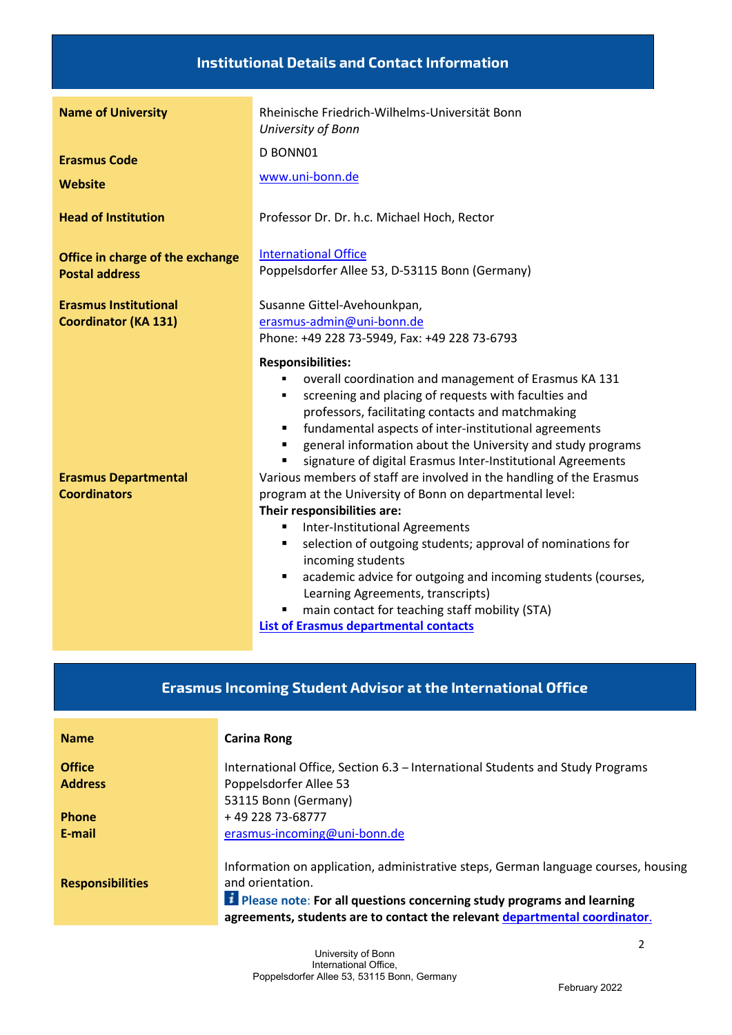## Institutional Details and Contact Information

| | |
|---|---|
| **Name of University** | Rheinische Friedrich-Wilhelms-Universität Bonn<br>*University of Bonn* |
| **Erasmus Code** | D BONN01 |
| **Website** | www.uni-bonn.de |
| **Head of Institution** | Professor Dr. Dr. h.c. Michael Hoch, Rector |
| **Office in charge of the exchange**<br>**Postal address** | International Office<br>Poppelsdorfer Allee 53, D-53115 Bonn (Germany) |
| **Erasmus Institutional Coordinator (KA 131)** | Susanne Gittel-Avehounkpan,<br>erasmus-admin@uni-bonn.de<br>Phone: +49 228 73-5949, Fax: +49 228 73-6793<br><br>**Responsibilities:**<br>▪ overall coordination and management of Erasmus KA 131<br>▪ screening and placing of requests with faculties and professors, facilitating contacts and matchmaking<br>▪ fundamental aspects of inter-institutional agreements<br>▪ general information about the University and study programs<br>▪ signature of digital Erasmus Inter-Institutional Agreements |
| **Erasmus Departmental Coordinators** | Various members of staff are involved in the handling of the Erasmus program at the University of Bonn on departmental level:<br>**Their responsibilities are:**<br>▪ Inter-Institutional Agreements<br>▪ selection of outgoing students; approval of nominations for incoming students<br>▪ academic advice for outgoing and incoming students (courses, Learning Agreements, transcripts)<br>▪ main contact for teaching staff mobility (STA)<br>**List of Erasmus departmental contacts** |

## Erasmus Incoming Student Advisor at the International Office

| | |
|---|---|
| **Name** | **Carina Rong** |
| **Office**<br>**Address** | International Office, Section 6.3 – International Students and Study Programs<br>Poppelsdorfer Allee 53<br>53115 Bonn (Germany) |
| **Phone** | + 49 228 73-68777 |
| **E-mail** | erasmus-incoming@uni-bonn.de |
| **Responsibilities** | Information on application, administrative steps, German language courses, housing and orientation.<br>**Please note**: **For all questions concerning study programs and learning agreements, students are to contact the relevant departmental coordinator.** |

University of Bonn
International Office,
Poppelsdorfer Allee 53, 53115 Bonn, Germany

February 2022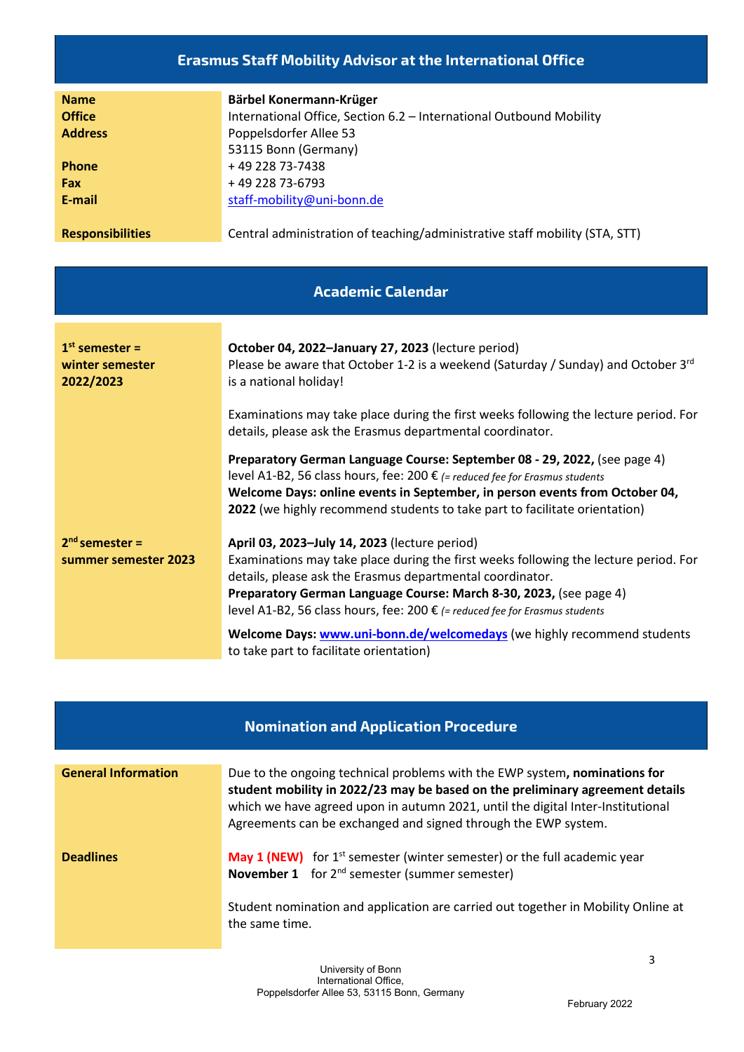## Erasmus Staff Mobility Advisor at the International Office

| | |
|---|---|
| **Name** | **Bärbel Konermann-Krüger** |
| **Office** | International Office, Section 6.2 – International Outbound Mobility |
| **Address** | Poppelsdorfer Allee 53<br>53115 Bonn (Germany) |
| **Phone** | + 49 228 73-7438 |
| **Fax** | + 49 228 73-6793 |
| **E-mail** | staff-mobility@uni-bonn.de |
| **Responsibilities** | Central administration of teaching/administrative staff mobility (STA, STT) |

## Academic Calendar

| | |
|---|---|
| **1st semester = winter semester 2022/2023** | **October 04, 2022–January 27, 2023** (lecture period)<br>Please be aware that October 1-2 is a weekend (Saturday / Sunday) and October 3rd is a national holiday!<br><br>Examinations may take place during the first weeks following the lecture period. For details, please ask the Erasmus departmental coordinator.<br><br>**Preparatory German Language Course: September 08 - 29, 2022,** (see page 4)<br>level A1-B2, 56 class hours, fee: 200 € *(= reduced fee for Erasmus students*<br>**Welcome Days: online events in September, in person events from October 04, 2022** (we highly recommend students to take part to facilitate orientation) |
| **2nd semester = summer semester 2023** | **April 03, 2023–July 14, 2023** (lecture period)<br>Examinations may take place during the first weeks following the lecture period. For details, please ask the Erasmus departmental coordinator.<br>**Preparatory German Language Course: March 8-30, 2023,** (see page 4)<br>level A1-B2, 56 class hours, fee: 200 € *(= reduced fee for Erasmus students*<br><br>**Welcome Days: www.uni-bonn.de/welcomedays** (we highly recommend students to take part to facilitate orientation) |

## Nomination and Application Procedure

| | |
|---|---|
| **General Information** | Due to the ongoing technical problems with the EWP system**, nominations for student mobility in 2022/23 may be based on the preliminary agreement details** which we have agreed upon in autumn 2021, until the digital Inter-Institutional Agreements can be exchanged and signed through the EWP system. |
| **Deadlines** | **May 1 (NEW)** for 1st semester (winter semester) or the full academic year<br>**November 1** for 2nd semester (summer semester)<br><br>Student nomination and application are carried out together in Mobility Online at the same time. |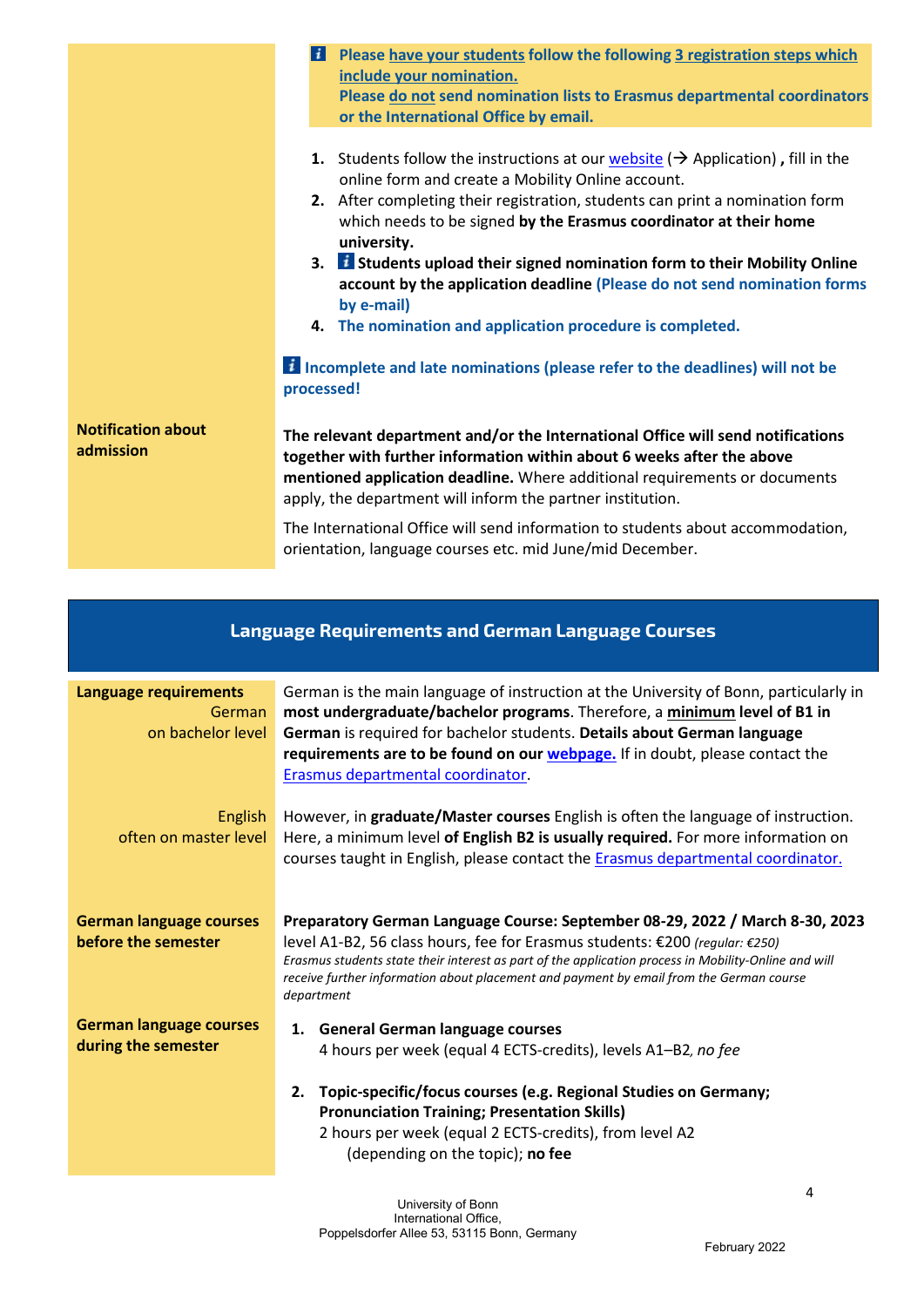| | |
|---|---|
| | **Please have your students follow the following 3 registration steps which include your nomination.**<br>**Please do not send nomination lists to Erasmus departmental coordinators or the International Office by email.**<br><br>1. Students follow the instructions at our website (→ Application) **,** fill in the online form and create a Mobility Online account.<br>2. After completing their registration, students can print a nomination form which needs to be signed **by the Erasmus coordinator at their home university.**<br>3. **Students upload their signed nomination form to their Mobility Online account by the application deadline (Please do not send nomination forms by e-mail)**<br>4. **The nomination and application procedure is completed.**<br><br>**Incomplete and late nominations (please refer to the deadlines) will not be processed!** |
| **Notification about admission** | **The relevant department and/or the International Office will send notifications together with further information within about 6 weeks after the above mentioned application deadline.** Where additional requirements or documents apply, the department will inform the partner institution.<br><br>The International Office will send information to students about accommodation, orientation, language courses etc. mid June/mid December. |

## Language Requirements and German Language Courses

| | |
|---|---|
| **Language requirements**<br>German<br>on bachelor level | German is the main language of instruction at the University of Bonn, particularly in **most undergraduate/bachelor programs**. Therefore, a **minimum level of B1 in German** is required for bachelor students. **Details about German language requirements are to be found on our webpage.** If in doubt, please contact the Erasmus departmental coordinator. |
| English<br>often on master level | However, in **graduate/Master courses** English is often the language of instruction. Here, a minimum level **of English B2 is usually required.** For more information on courses taught in English, please contact the Erasmus departmental coordinator. |
| **German language courses before the semester** | **Preparatory German Language Course: September 08-29, 2022 / March 8-30, 2023**<br>level A1-B2, 56 class hours, fee for Erasmus students: €200 *(regular: €250)*<br>*Erasmus students state their interest as part of the application process in Mobility-Online and will receive further information about placement and payment by email from the German course department* |
| **German language courses during the semester** | 1. **General German language courses**<br>4 hours per week (equal 4 ECTS-credits), levels A1–B2*, no fee*<br><br>2. **Topic-specific/focus courses (e.g. Regional Studies on Germany; Pronunciation Training; Presentation Skills)**<br>2 hours per week (equal 2 ECTS-credits), from level A2<br>(depending on the topic); **no fee** |

University of Bonn
International Office,
Poppelsdorfer Allee 53, 53115 Bonn, Germany

February 2022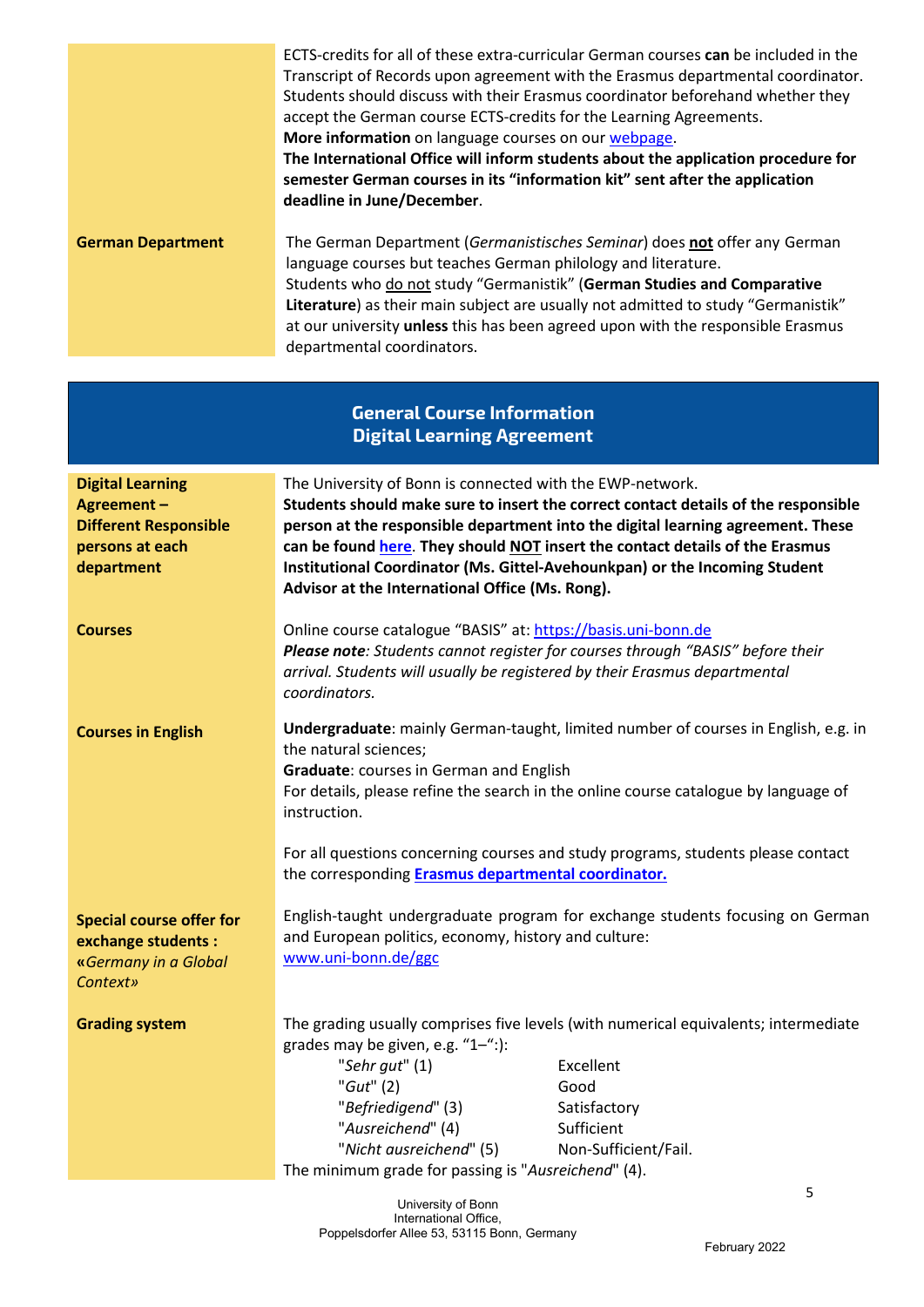| | |
|---|---|
| | ECTS-credits for all of these extra-curricular German courses **can** be included in the Transcript of Records upon agreement with the Erasmus departmental coordinator. Students should discuss with their Erasmus coordinator beforehand whether they accept the German course ECTS-credits for the Learning Agreements.<br>**More information** on language courses on our webpage.<br>**The International Office will inform students about the application procedure for semester German courses in its "information kit" sent after the application deadline in June/December**. |
| **German Department** | The German Department (*Germanistisches Seminar*) does **not** offer any German language courses but teaches German philology and literature.<br>Students who do not study "Germanistik" (**German Studies and Comparative Literature**) as their main subject are usually not admitted to study "Germanistik" at our university **unless** this has been agreed upon with the responsible Erasmus departmental coordinators. |

## General Course Information
## Digital Learning Agreement

| | |
|---|---|
| **Digital Learning Agreement – Different Responsible persons at each department** | The University of Bonn is connected with the EWP-network.<br>**Students should make sure to insert the correct contact details of the responsible person at the responsible department into the digital learning agreement. These can be found here. They should NOT insert the contact details of the Erasmus Institutional Coordinator (Ms. Gittel-Avehounkpan) or the Incoming Student Advisor at the International Office (Ms. Rong).** |
| **Courses** | Online course catalogue "BASIS" at: https://basis.uni-bonn.de<br>***Please note****: Students cannot register for courses through "BASIS" before their arrival. Students will usually be registered by their Erasmus departmental coordinators.* |
| **Courses in English** | **Undergraduate**: mainly German-taught, limited number of courses in English, e.g. in the natural sciences;<br>**Graduate**: courses in German and English<br>For details, please refine the search in the online course catalogue by language of instruction.<br><br>For all questions concerning courses and study programs, students please contact the corresponding **Erasmus departmental coordinator.** |
| **Special course offer for exchange students : «*Germany in a Global Context*»** | English-taught undergraduate program for exchange students focusing on German and European politics, economy, history and culture:<br>www.uni-bonn.de/ggc |
| **Grading system** | The grading usually comprises five levels (with numerical equivalents; intermediate grades may be given, e.g. "1–":<br>"*Sehr gut*" (1) – Excellent<br>"*Gut*" (2) – Good<br>"*Befriedigend*" (3) – Satisfactory<br>"*Ausreichend*" (4) – Sufficient<br>"*Nicht ausreichend*" (5) – Non-Sufficient/Fail.<br>The minimum grade for passing is "*Ausreichend*" (4). |

University of Bonn
International Office,
Poppelsdorfer Allee 53, 53115 Bonn, Germany

February 2022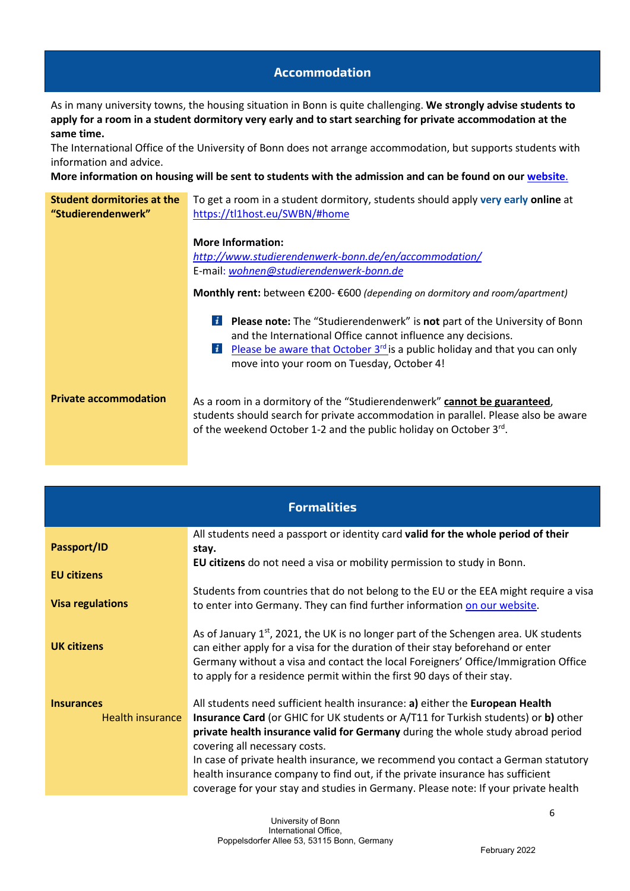## Accommodation

As in many university towns, the housing situation in Bonn is quite challenging. **We strongly advise students to apply for a room in a student dormitory very early and to start searching for private accommodation at the same time.**
The International Office of the University of Bonn does not arrange accommodation, but supports students with information and advice.
**More information on housing will be sent to students with the admission and can be found on our website.**

| | |
|---|---|
| **Student dormitories at the "Studierendenwerk"** | To get a room in a student dormitory, students should apply **very early online** at https://tl1host.eu/SWBN/#home<br><br>**More Information:**<br>*http://www.studierendenwerk-bonn.de/en/accommodation/*<br>E-mail: *wohnen@studierendenwerk-bonn.de*<br><br>**Monthly rent:** between €200- €600 *(depending on dormitory and room/apartment)*<br><br>**Please note:** The "Studierendenwerk" is **not** part of the University of Bonn and the International Office cannot influence any decisions.<br>Please be aware that October 3rd is a public holiday and that you can only move into your room on Tuesday, October 4! |
| **Private accommodation** | As a room in a dormitory of the "Studierendenwerk" **cannot be guaranteed**, students should search for private accommodation in parallel. Please also be aware of the weekend October 1-2 and the public holiday on October 3rd. |

## Formalities

| | |
|---|---|
| **Passport/ID** | All students need a passport or identity card **valid for the whole period of their stay.** |
| **EU citizens** | **EU citizens** do not need a visa or mobility permission to study in Bonn. |
| **Visa regulations** | Students from countries that do not belong to the EU or the EEA might require a visa to enter into Germany. They can find further information on our website. |
| **UK citizens** | As of January 1st, 2021, the UK is no longer part of the Schengen area. UK students can either apply for a visa for the duration of their stay beforehand or enter Germany without a visa and contact the local Foreigners' Office/Immigration Office to apply for a residence permit within the first 90 days of their stay. |
| **Insurances**<br>Health insurance | All students need sufficient health insurance: **a)** either the **European Health Insurance Card** (or GHIC for UK students or A/T11 for Turkish students) or **b)** other **private health insurance valid for Germany** during the whole study abroad period covering all necessary costs.<br>In case of private health insurance, we recommend you contact a German statutory health insurance company to find out, if the private insurance has sufficient coverage for your stay and studies in Germany. Please note: If your private health |

University of Bonn
International Office,
Poppelsdorfer Allee 53, 53115 Bonn, Germany

February 2022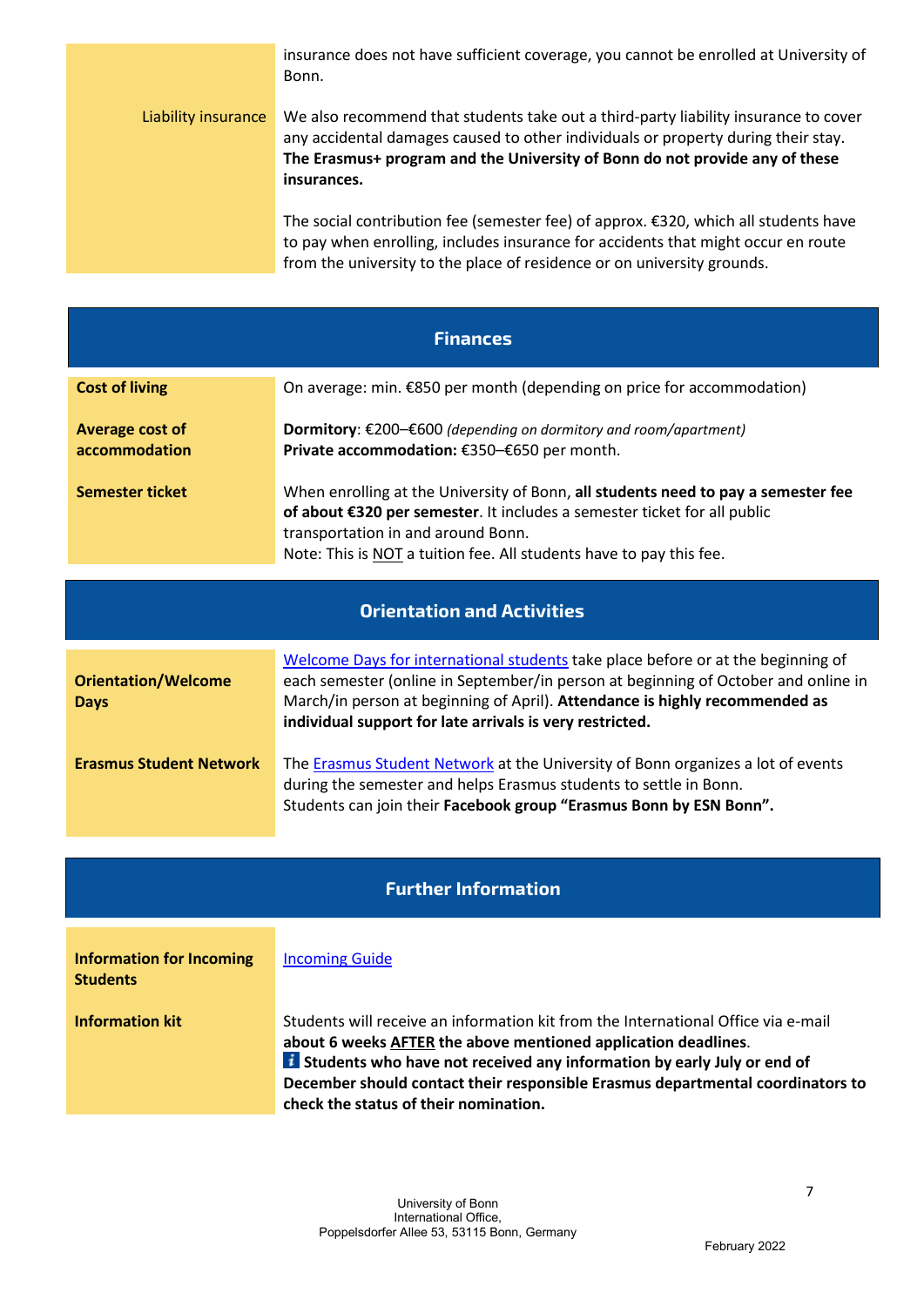| | |
|---|---|
| | insurance does not have sufficient coverage, you cannot be enrolled at University of Bonn. |
| Liability insurance | We also recommend that students take out a third-party liability insurance to cover any accidental damages caused to other individuals or property during their stay. **The Erasmus+ program and the University of Bonn do not provide any of these insurances.**<br><br>The social contribution fee (semester fee) of approx. €320, which all students have to pay when enrolling, includes insurance for accidents that might occur en route from the university to the place of residence or on university grounds. |

## Finances

| | |
|---|---|
| **Cost of living** | On average: min. €850 per month (depending on price for accommodation) |
| **Average cost of accommodation** | **Dormitory**: €200–€600 *(depending on dormitory and room/apartment)*<br>**Private accommodation:** €350–€650 per month. |
| **Semester ticket** | When enrolling at the University of Bonn, **all students need to pay a semester fee of about €320 per semester**. It includes a semester ticket for all public transportation in and around Bonn.<br>Note: This is NOT a tuition fee. All students have to pay this fee. |

## Orientation and Activities

| | |
|---|---|
| **Orientation/Welcome Days** | Welcome Days for international students take place before or at the beginning of each semester (online in September/in person at beginning of October and online in March/in person at beginning of April). **Attendance is highly recommended as individual support for late arrivals is very restricted.** |
| **Erasmus Student Network** | The Erasmus Student Network at the University of Bonn organizes a lot of events during the semester and helps Erasmus students to settle in Bonn.<br>Students can join their **Facebook group "Erasmus Bonn by ESN Bonn".** |

## Further Information

| | |
|---|---|
| **Information for Incoming Students** | Incoming Guide |
| **Information kit** | Students will receive an information kit from the International Office via e-mail **about 6 weeks AFTER the above mentioned application deadlines**.<br>**Students who have not received any information by early July or end of December should contact their responsible Erasmus departmental coordinators to check the status of their nomination.** |

University of Bonn
International Office,
Poppelsdorfer Allee 53, 53115 Bonn, Germany

February 2022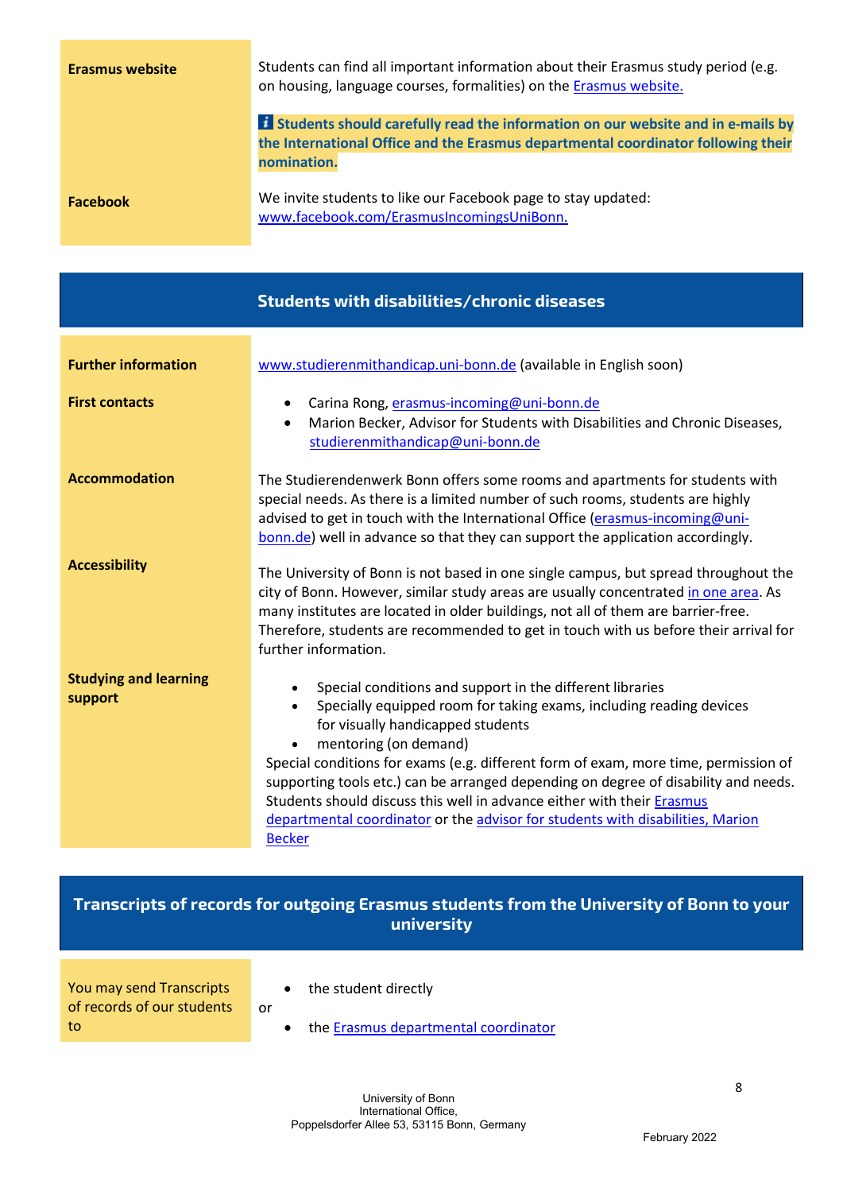| | |
|---|---|
| **Erasmus website** | Students can find all important information about their Erasmus study period (e.g. on housing, language courses, formalities) on the Erasmus website.<br><br>**Students should carefully read the information on our website and in e-mails by the International Office and the Erasmus departmental coordinator following their nomination.** |
| **Facebook** | We invite students to like our Facebook page to stay updated: www.facebook.com/ErasmusIncomingsUniBonn. |

## Students with disabilities/chronic diseases

| | |
|---|---|
| **Further information** | www.studierenmithandicap.uni-bonn.de (available in English soon) |
| **First contacts** | • Carina Rong, erasmus-incoming@uni-bonn.de<br>• Marion Becker, Advisor for Students with Disabilities and Chronic Diseases, studierenmithandicap@uni-bonn.de |
| **Accommodation** | The Studierendenwerk Bonn offers some rooms and apartments for students with special needs. As there is a limited number of such rooms, students are highly advised to get in touch with the International Office (erasmus-incoming@uni-bonn.de) well in advance so that they can support the application accordingly. |
| **Accessibility** | The University of Bonn is not based in one single campus, but spread throughout the city of Bonn. However, similar study areas are usually concentrated in one area. As many institutes are located in older buildings, not all of them are barrier-free. Therefore, students are recommended to get in touch with us before their arrival for further information. |
| **Studying and learning support** | • Special conditions and support in the different libraries<br>• Specially equipped room for taking exams, including reading devices for visually handicapped students<br>• mentoring (on demand)<br><br>Special conditions for exams (e.g. different form of exam, more time, permission of supporting tools etc.) can be arranged depending on degree of disability and needs. Students should discuss this well in advance either with their Erasmus departmental coordinator or the advisor for students with disabilities, Marion Becker |

## Transcripts of records for outgoing Erasmus students from the University of Bonn to your university

| | |
|---|---|
| You may send Transcripts of records of our students to | • the student directly<br><br>or<br><br>• the Erasmus departmental coordinator |

University of Bonn
International Office,
Poppelsdorfer Allee 53, 53115 Bonn, Germany

February 2022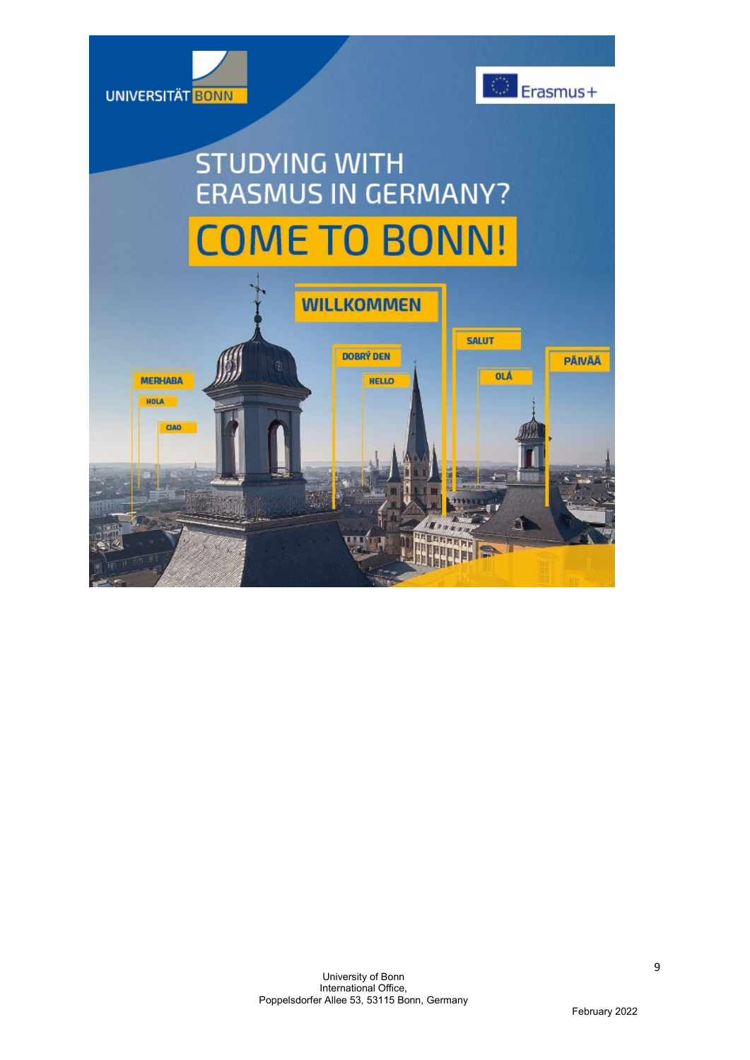UNIVERSITÄT BONN

Erasmus+

# STUDYING WITH ERASMUS IN GERMANY?

# COME TO BONN!

WILLKOMMEN

SALUT

DOBRÝ DEN

PÄIVÄÄ

MERHABA

HELLO

OLÁ

HOLA

CIAO